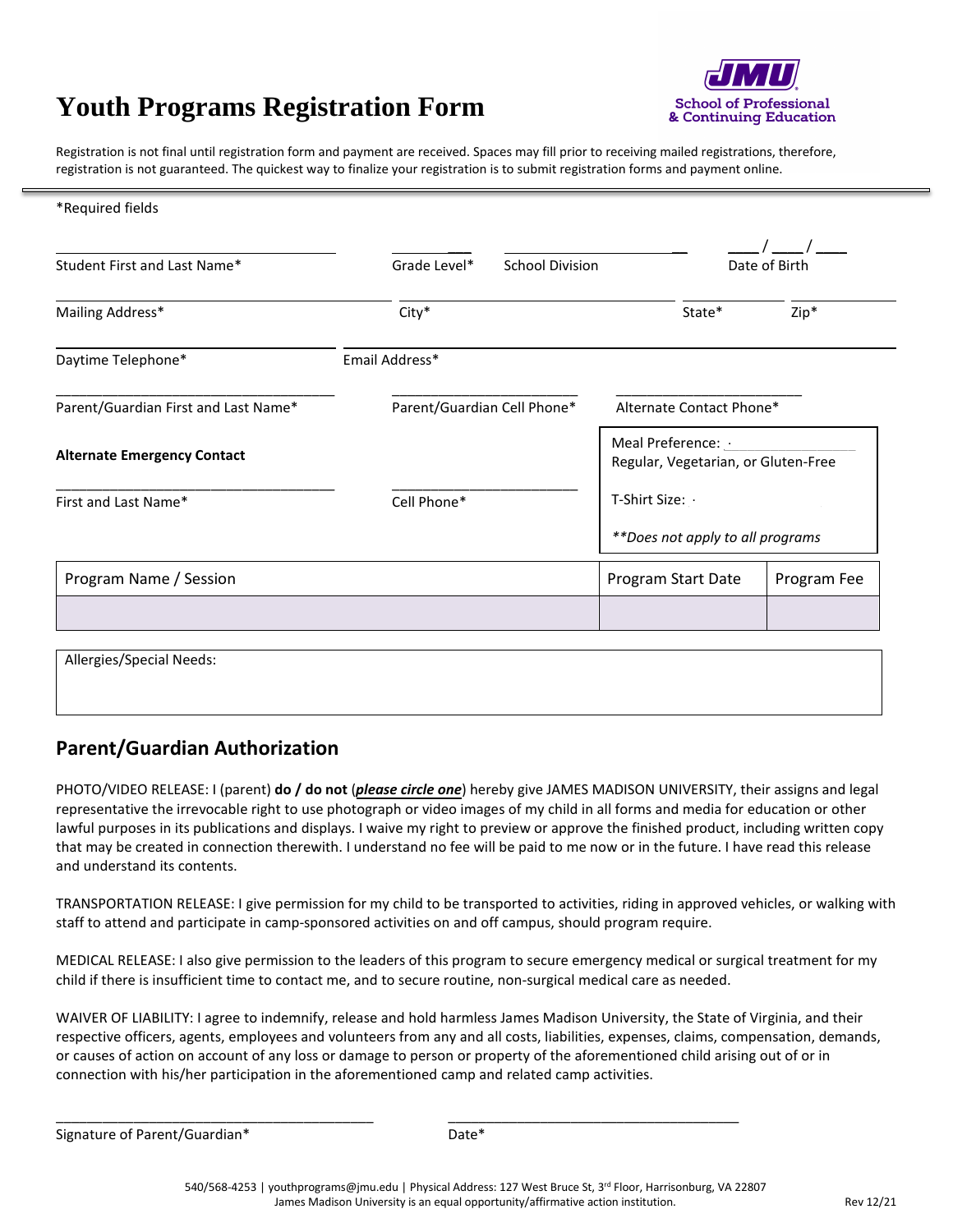# Youth Programs Registration Form

**School of Professional & Continuing Education**

Registration is not final until registration form and payment are received. Spaces may fill prior to receiving mailed registrations, therefore, registration is not guaranteed. The quickest way to finalize your registration is to submit registration forms and payment online.

*Required fields

| Student First and Last Name* | Grade Level* | School Division | Date of Birth ___/___/___ |
|---|---|---|---|
| Mailing Address* | City* | State* | Zip* |
| Daytime Telephone* | Email Address* | | |
| Parent/Guardian First and Last Name* | Parent/Guardian Cell Phone* | Alternate Contact Phone* | |

**Alternate Emergency Contact**

First and Last Name* | Cell Phone*

Meal Preference: Regular, Vegetarian, or Gluten-Free

T-Shirt Size:

*\*\*Does not apply to all programs*

| Program Name / Session | Program Start Date | Program Fee |
|---|---|---|
| | | |

Allergies/Special Needs:

## Parent/Guardian Authorization

PHOTO/VIDEO RELEASE: I (parent) **do / do not** (***please circle one***) hereby give JAMES MADISON UNIVERSITY, their assigns and legal representative the irrevocable right to use photograph or video images of my child in all forms and media for education or other lawful purposes in its publications and displays. I waive my right to preview or approve the finished product, including written copy that may be created in connection therewith. I understand no fee will be paid to me now or in the future. I have read this release and understand its contents.

TRANSPORTATION RELEASE: I give permission for my child to be transported to activities, riding in approved vehicles, or walking with staff to attend and participate in camp-sponsored activities on and off campus, should program require.

MEDICAL RELEASE: I also give permission to the leaders of this program to secure emergency medical or surgical treatment for my child if there is insufficient time to contact me, and to secure routine, non-surgical medical care as needed.

WAIVER OF LIABILITY: I agree to indemnify, release and hold harmless James Madison University, the State of Virginia, and their respective officers, agents, employees and volunteers from any and all costs, liabilities, expenses, claims, compensation, demands, or causes of action on account of any loss or damage to person or property of the aforementioned child arising out of or in connection with his/her participation in the aforementioned camp and related camp activities.

___________________________________ Signature of Parent/Guardian*

___________________________________ Date*

540/568-4253 | youthprograms@jmu.edu | Physical Address: 127 West Bruce St, 3rd Floor, Harrisonburg, VA 22807
James Madison University is an equal opportunity/affirmative action institution.

Rev 12/21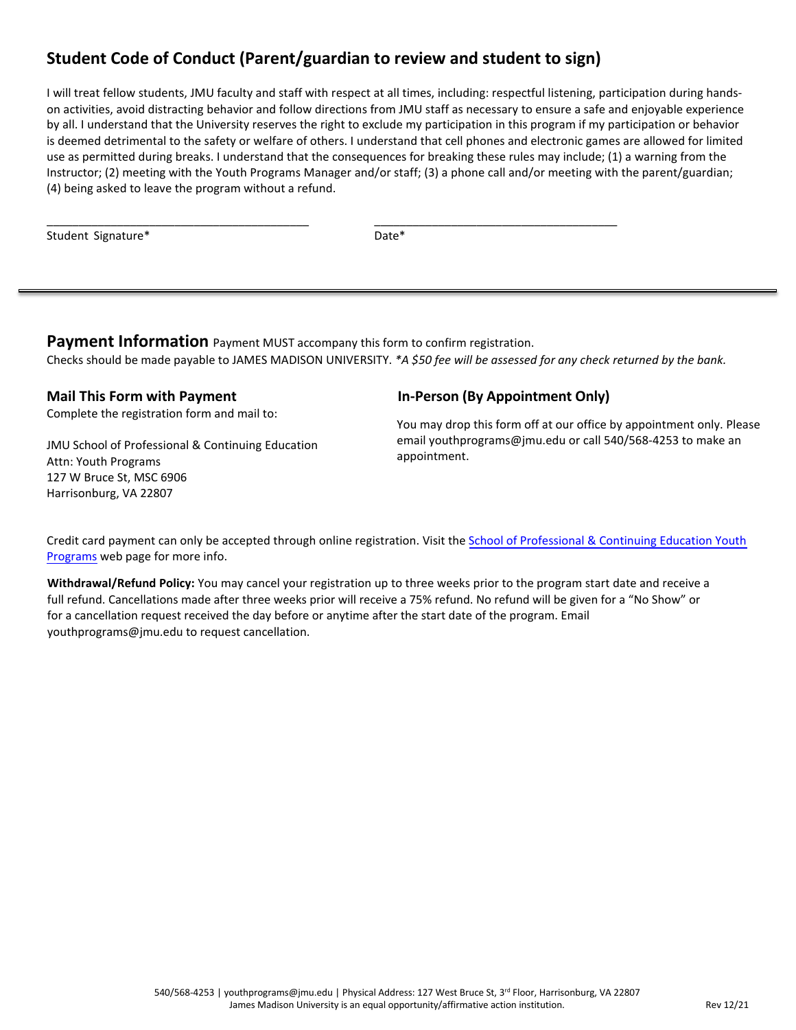## Student Code of Conduct (Parent/guardian to review and student to sign)

I will treat fellow students, JMU faculty and staff with respect at all times, including: respectful listening, participation during hands-on activities, avoid distracting behavior and follow directions from JMU staff as necessary to ensure a safe and enjoyable experience by all. I understand that the University reserves the right to exclude my participation in this program if my participation or behavior is deemed detrimental to the safety or welfare of others. I understand that cell phones and electronic games are allowed for limited use as permitted during breaks. I understand that the consequences for breaking these rules may include: (1) a warning from the Instructor; (2) meeting with the Youth Programs Manager and/or staff; (3) a phone call and/or meeting with the parent/guardian; (4) being asked to leave the program without a refund.

Student Signature* ________________________________________ Date* ________________________________________

---

## Payment Information

Payment MUST accompany this form to confirm registration.
Checks should be made payable to JAMES MADISON UNIVERSITY. *\*A $50 fee will be assessed for any check returned by the bank.*

### Mail This Form with Payment

Complete the registration form and mail to:

JMU School of Professional & Continuing Education
Attn: Youth Programs
127 W Bruce St, MSC 6906
Harrisonburg, VA 22807

### In-Person (By Appointment Only)

You may drop this form off at our office by appointment only. Please email youthprograms@jmu.edu or call 540/568-4253 to make an appointment.

Credit card payment can only be accepted through online registration. Visit the School of Professional & Continuing Education Youth Programs web page for more info.

**Withdrawal/Refund Policy:** You may cancel your registration up to three weeks prior to the program start date and receive a full refund. Cancellations made after three weeks prior will receive a 75% refund. No refund will be given for a "No Show" or for a cancellation request received the day before or anytime after the start date of the program. Email youthprograms@jmu.edu to request cancellation.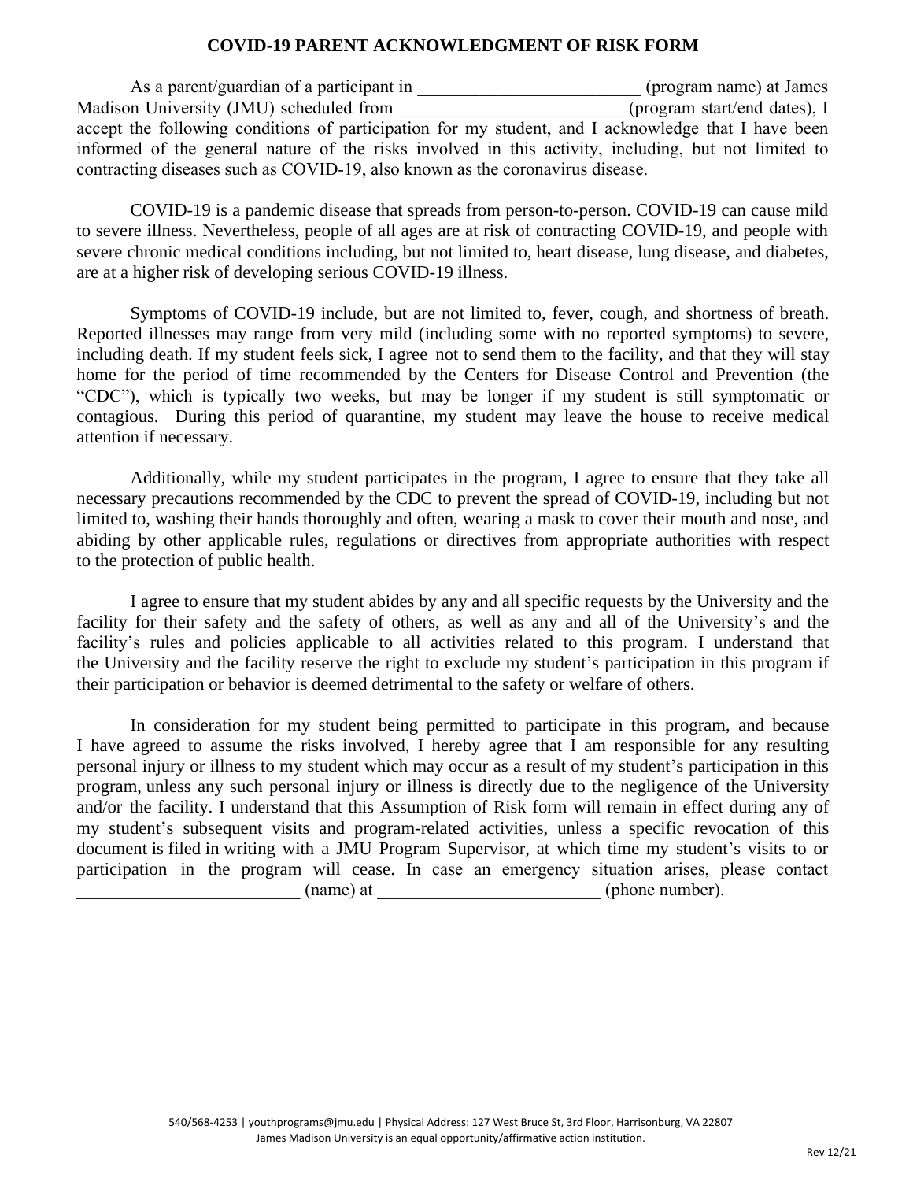# COVID-19 PARENT ACKNOWLEDGMENT OF RISK FORM

As a parent/guardian of a participant in _________________________ (program name) at James Madison University (JMU) scheduled from _________________________ (program start/end dates), I accept the following conditions of participation for my student, and I acknowledge that I have been informed of the general nature of the risks involved in this activity, including, but not limited to contracting diseases such as COVID-19, also known as the coronavirus disease.

COVID-19 is a pandemic disease that spreads from person-to-person. COVID-19 can cause mild to severe illness. Nevertheless, people of all ages are at risk of contracting COVID-19, and people with severe chronic medical conditions including, but not limited to, heart disease, lung disease, and diabetes, are at a higher risk of developing serious COVID-19 illness.

Symptoms of COVID-19 include, but are not limited to, fever, cough, and shortness of breath. Reported illnesses may range from very mild (including some with no reported symptoms) to severe, including death. If my student feels sick, I agree not to send them to the facility, and that they will stay home for the period of time recommended by the Centers for Disease Control and Prevention (the "CDC"), which is typically two weeks, but may be longer if my student is still symptomatic or contagious. During this period of quarantine, my student may leave the house to receive medical attention if necessary.

Additionally, while my student participates in the program, I agree to ensure that they take all necessary precautions recommended by the CDC to prevent the spread of COVID-19, including but not limited to, washing their hands thoroughly and often, wearing a mask to cover their mouth and nose, and abiding by other applicable rules, regulations or directives from appropriate authorities with respect to the protection of public health.

I agree to ensure that my student abides by any and all specific requests by the University and the facility for their safety and the safety of others, as well as any and all of the University's and the facility's rules and policies applicable to all activities related to this program. I understand that the University and the facility reserve the right to exclude my student's participation in this program if their participation or behavior is deemed detrimental to the safety or welfare of others.

In consideration for my student being permitted to participate in this program, and because I have agreed to assume the risks involved, I hereby agree that I am responsible for any resulting personal injury or illness to my student which may occur as a result of my student's participation in this program, unless any such personal injury or illness is directly due to the negligence of the University and/or the facility. I understand that this Assumption of Risk form will remain in effect during any of my student's subsequent visits and program-related activities, unless a specific revocation of this document is filed in writing with a JMU Program Supervisor, at which time my student's visits to or participation in the program will cease. In case an emergency situation arises, please contact _________________________ (name) at _________________________ (phone number).

540/568-4253 | youthprograms@jmu.edu | Physical Address: 127 West Bruce St, 3rd Floor, Harrisonburg, VA 22807
James Madison University is an equal opportunity/affirmative action institution.

Rev 12/21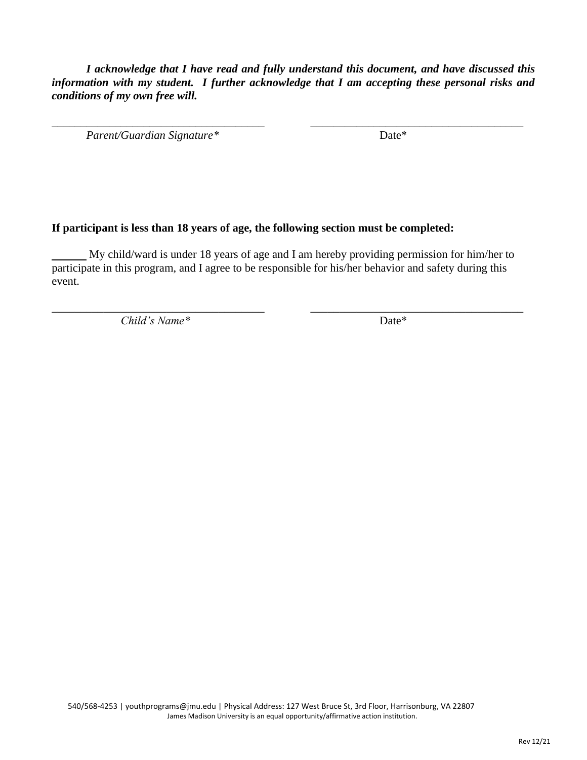***I acknowledge that I have read and fully understand this document, and have discussed this information with my student. I further acknowledge that I am accepting these personal risks and conditions of my own free will.***

_____________________________________ _____________________________________

*Parent/Guardian Signature** Date*

**If participant is less than 18 years of age, the following section must be completed:**

______ My child/ward is under 18 years of age and I am hereby providing permission for him/her to participate in this program, and I agree to be responsible for his/her behavior and safety during this event.

_____________________________________ _____________________________________

*Child's Name** Date*

540/568-4253 | youthprograms@jmu.edu | Physical Address: 127 West Bruce St, 3rd Floor, Harrisonburg, VA 22807

James Madison University is an equal opportunity/affirmative action institution.

Rev 12/21